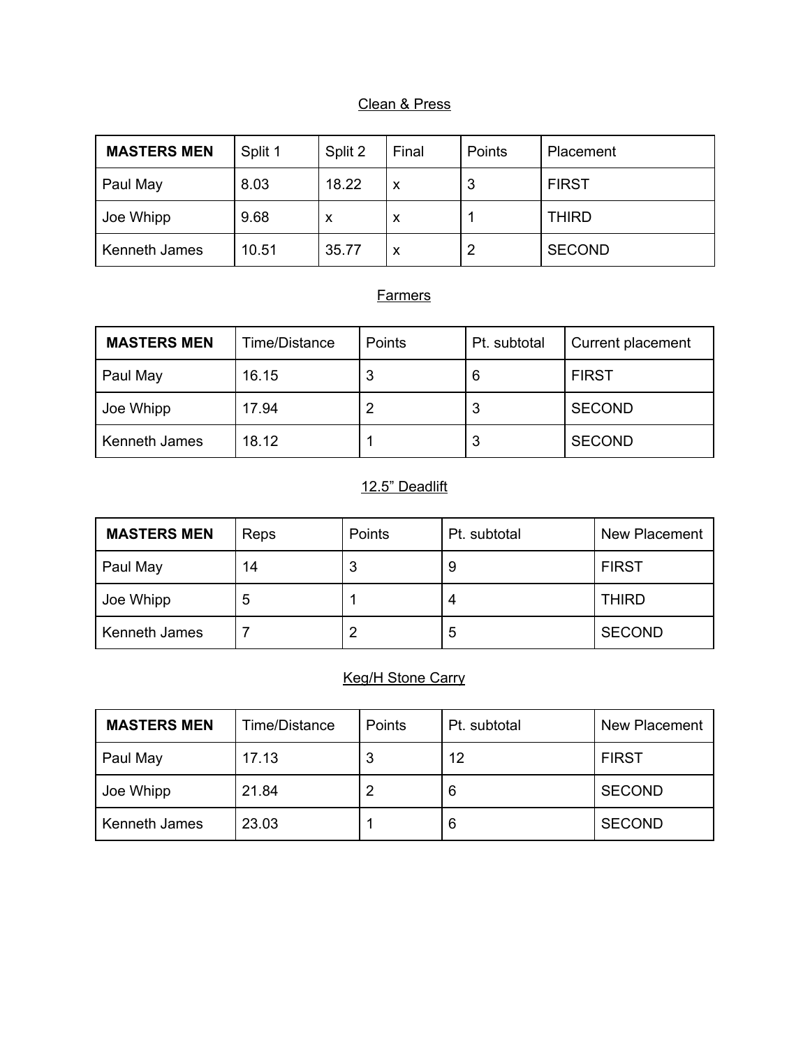## Clean & Press

| **MASTERS MEN** | Split 1 | Split 2 | Final | Points | Placement |
|---|---|---|---|---|---|
| Paul May | 8.03 | 18.22 | x | 3 | FIRST |
| Joe Whipp | 9.68 | x | x | 1 | THIRD |
| Kenneth James | 10.51 | 35.77 | x | 2 | SECOND |

## Farmers

| **MASTERS MEN** | Time/Distance | Points | Pt. subtotal | Current placement |
|---|---|---|---|---|
| Paul May | 16.15 | 3 | 6 | FIRST |
| Joe Whipp | 17.94 | 2 | 3 | SECOND |
| Kenneth James | 18.12 | 1 | 3 | SECOND |

## 12.5” Deadlift

| **MASTERS MEN** | Reps | Points | Pt. subtotal | New Placement |
|---|---|---|---|---|
| Paul May | 14 | 3 | 9 | FIRST |
| Joe Whipp | 5 | 1 | 4 | THIRD |
| Kenneth James | 7 | 2 | 5 | SECOND |

## Keg/H Stone Carry

| **MASTERS MEN** | Time/Distance | Points | Pt. subtotal | New Placement |
|---|---|---|---|---|
| Paul May | 17.13 | 3 | 12 | FIRST |
| Joe Whipp | 21.84 | 2 | 6 | SECOND |
| Kenneth James | 23.03 | 1 | 6 | SECOND |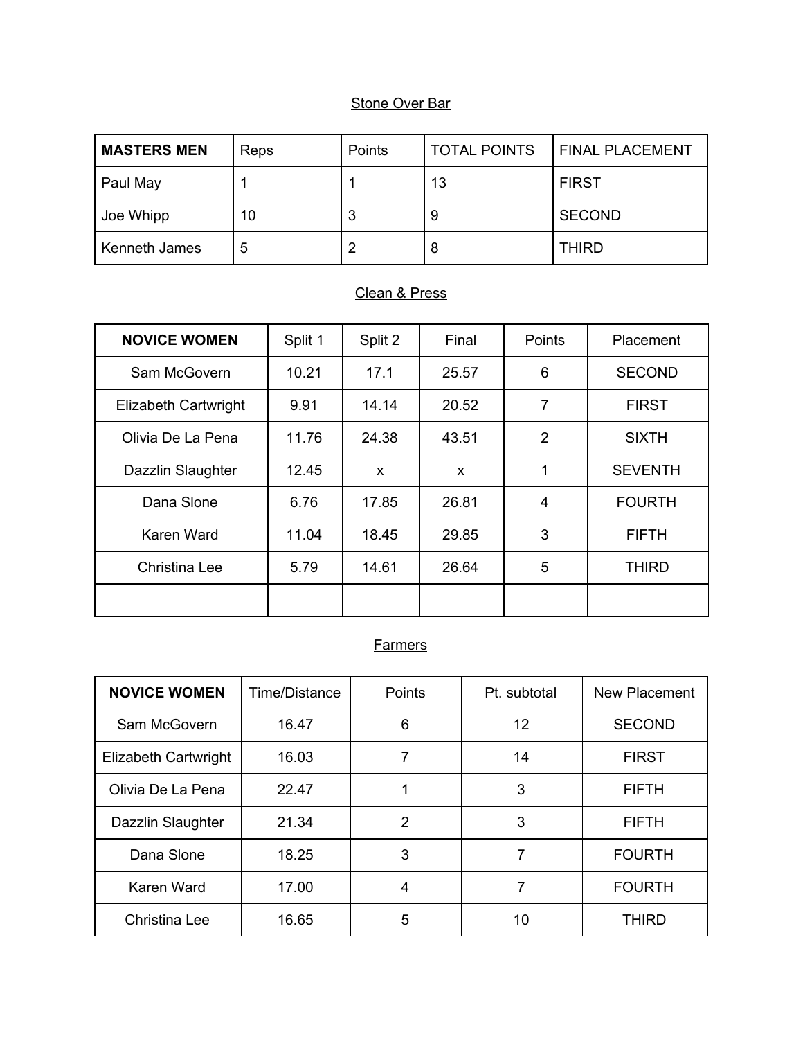Stone Over Bar

| **MASTERS MEN** | Reps | Points | TOTAL POINTS | FINAL PLACEMENT |
|---|---|---|---|---|
| Paul May | 1 | 1 | 13 | FIRST |
| Joe Whipp | 10 | 3 | 9 | SECOND |
| Kenneth James | 5 | 2 | 8 | THIRD |

Clean & Press

| **NOVICE WOMEN** | Split 1 | Split 2 | Final | Points | Placement |
|---|---|---|---|---|---|
| Sam McGovern | 10.21 | 17.1 | 25.57 | 6 | SECOND |
| Elizabeth Cartwright | 9.91 | 14.14 | 20.52 | 7 | FIRST |
| Olivia De La Pena | 11.76 | 24.38 | 43.51 | 2 | SIXTH |
| Dazzlin Slaughter | 12.45 | x | x | 1 | SEVENTH |
| Dana Slone | 6.76 | 17.85 | 26.81 | 4 | FOURTH |
| Karen Ward | 11.04 | 18.45 | 29.85 | 3 | FIFTH |
| Christina Lee | 5.79 | 14.61 | 26.64 | 5 | THIRD |
| | | | | | |

Farmers

| **NOVICE WOMEN** | Time/Distance | Points | Pt. subtotal | New Placement |
|---|---|---|---|---|
| Sam McGovern | 16.47 | 6 | 12 | SECOND |
| Elizabeth Cartwright | 16.03 | 7 | 14 | FIRST |
| Olivia De La Pena | 22.47 | 1 | 3 | FIFTH |
| Dazzlin Slaughter | 21.34 | 2 | 3 | FIFTH |
| Dana Slone | 18.25 | 3 | 7 | FOURTH |
| Karen Ward | 17.00 | 4 | 7 | FOURTH |
| Christina Lee | 16.65 | 5 | 10 | THIRD |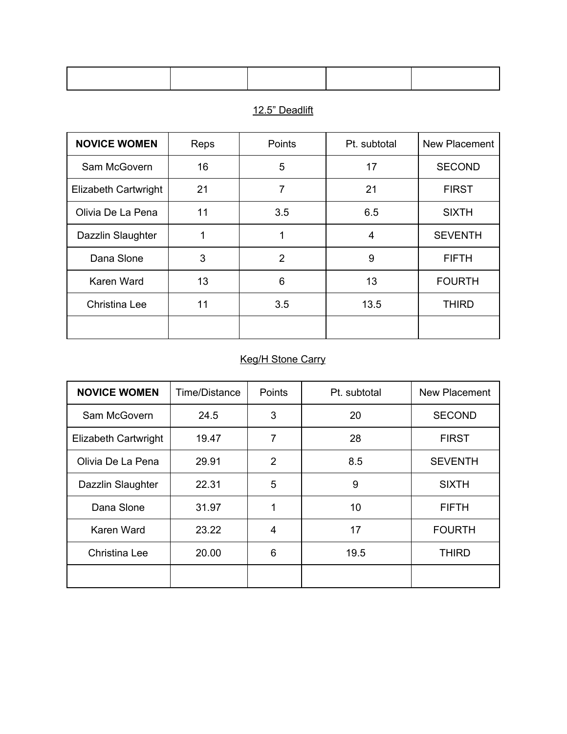| | | | | |
|---|---|---|---|---|
| | | | | |

12.5" Deadlift

| **NOVICE WOMEN** | Reps | Points | Pt. subtotal | New Placement |
|---|---|---|---|---|
| Sam McGovern | 16 | 5 | 17 | SECOND |
| Elizabeth Cartwright | 21 | 7 | 21 | FIRST |
| Olivia De La Pena | 11 | 3.5 | 6.5 | SIXTH |
| Dazzlin Slaughter | 1 | 1 | 4 | SEVENTH |
| Dana Slone | 3 | 2 | 9 | FIFTH |
| Karen Ward | 13 | 6 | 13 | FOURTH |
| Christina Lee | 11 | 3.5 | 13.5 | THIRD |
| | | | | |

Keg/H Stone Carry

| **NOVICE WOMEN** | Time/Distance | Points | Pt. subtotal | New Placement |
|---|---|---|---|---|
| Sam McGovern | 24.5 | 3 | 20 | SECOND |
| Elizabeth Cartwright | 19.47 | 7 | 28 | FIRST |
| Olivia De La Pena | 29.91 | 2 | 8.5 | SEVENTH |
| Dazzlin Slaughter | 22.31 | 5 | 9 | SIXTH |
| Dana Slone | 31.97 | 1 | 10 | FIFTH |
| Karen Ward | 23.22 | 4 | 17 | FOURTH |
| Christina Lee | 20.00 | 6 | 19.5 | THIRD |
| | | | | |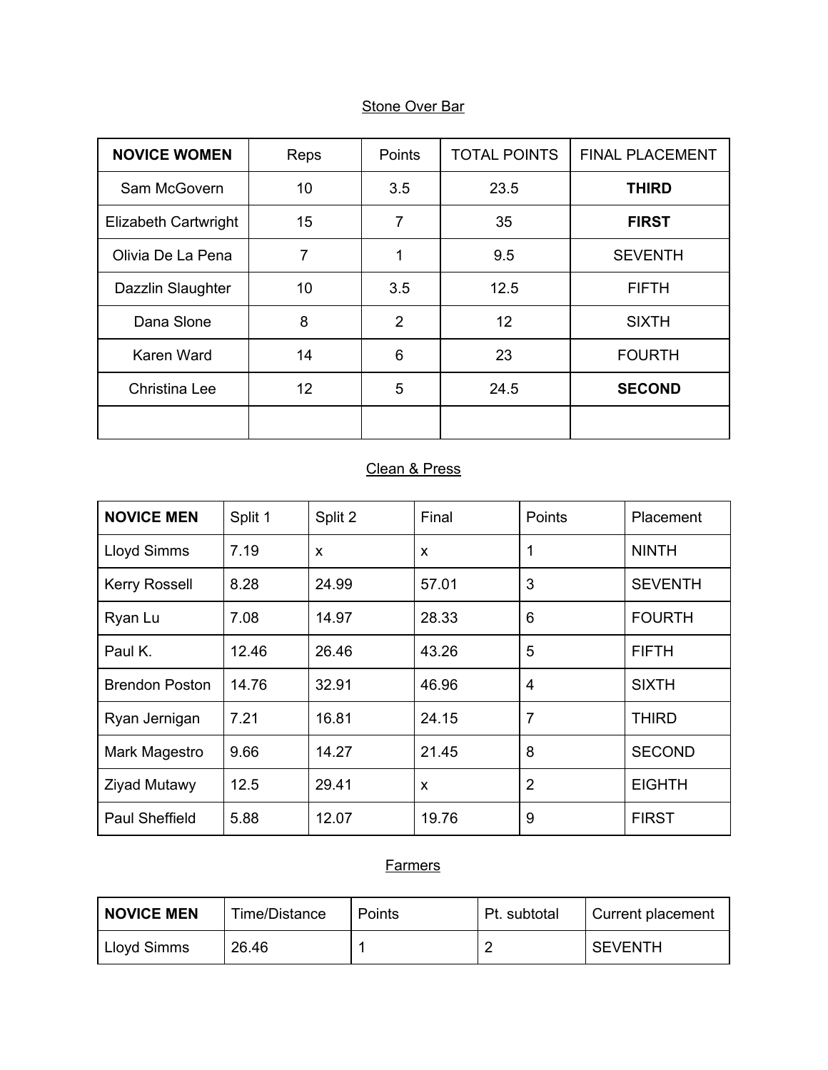## Stone Over Bar

| **NOVICE WOMEN** | Reps | Points | TOTAL POINTS | FINAL PLACEMENT |
|---|---|---|---|---|
| Sam McGovern | 10 | 3.5 | 23.5 | **THIRD** |
| Elizabeth Cartwright | 15 | 7 | 35 | **FIRST** |
| Olivia De La Pena | 7 | 1 | 9.5 | SEVENTH |
| Dazzlin Slaughter | 10 | 3.5 | 12.5 | FIFTH |
| Dana Slone | 8 | 2 | 12 | SIXTH |
| Karen Ward | 14 | 6 | 23 | FOURTH |
| Christina Lee | 12 | 5 | 24.5 | **SECOND** |
| | | | | |

## Clean & Press

| **NOVICE MEN** | Split 1 | Split 2 | Final | Points | Placement |
|---|---|---|---|---|---|
| Lloyd Simms | 7.19 | x | x | 1 | NINTH |
| Kerry Rossell | 8.28 | 24.99 | 57.01 | 3 | SEVENTH |
| Ryan Lu | 7.08 | 14.97 | 28.33 | 6 | FOURTH |
| Paul K. | 12.46 | 26.46 | 43.26 | 5 | FIFTH |
| Brendon Poston | 14.76 | 32.91 | 46.96 | 4 | SIXTH |
| Ryan Jernigan | 7.21 | 16.81 | 24.15 | 7 | THIRD |
| Mark Magestro | 9.66 | 14.27 | 21.45 | 8 | SECOND |
| Ziyad Mutawy | 12.5 | 29.41 | x | 2 | EIGHTH |
| Paul Sheffield | 5.88 | 12.07 | 19.76 | 9 | FIRST |

## Farmers

| **NOVICE MEN** | Time/Distance | Points | Pt. subtotal | Current placement |
|---|---|---|---|---|
| Lloyd Simms | 26.46 | 1 | 2 | SEVENTH |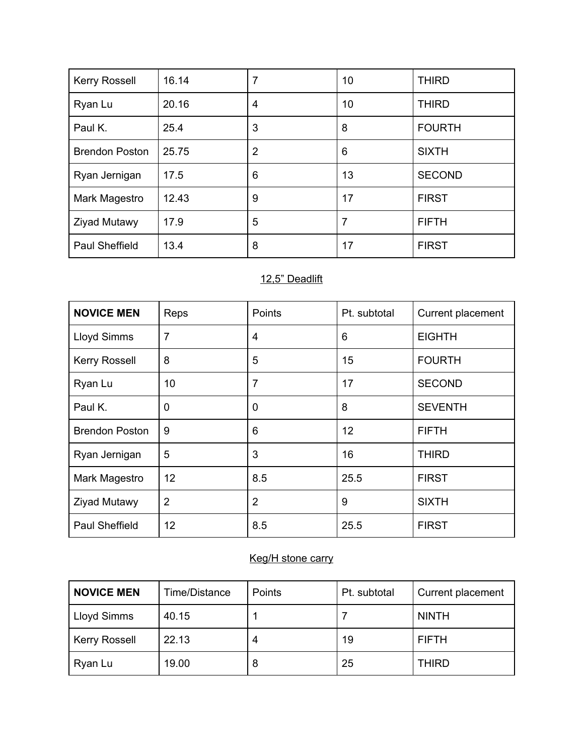| | | | | |
|---|---|---|---|---|
| Kerry Rossell | 16.14 | 7 | 10 | THIRD |
| Ryan Lu | 20.16 | 4 | 10 | THIRD |
| Paul K. | 25.4 | 3 | 8 | FOURTH |
| Brendon Poston | 25.75 | 2 | 6 | SIXTH |
| Ryan Jernigan | 17.5 | 6 | 13 | SECOND |
| Mark Magestro | 12.43 | 9 | 17 | FIRST |
| Ziyad Mutawy | 17.9 | 5 | 7 | FIFTH |
| Paul Sheffield | 13.4 | 8 | 17 | FIRST |

<u>12,5" Deadlift</u>

| **NOVICE MEN** | Reps | Points | Pt. subtotal | Current placement |
|---|---|---|---|---|
| Lloyd Simms | 7 | 4 | 6 | EIGHTH |
| Kerry Rossell | 8 | 5 | 15 | FOURTH |
| Ryan Lu | 10 | 7 | 17 | SECOND |
| Paul K. | 0 | 0 | 8 | SEVENTH |
| Brendon Poston | 9 | 6 | 12 | FIFTH |
| Ryan Jernigan | 5 | 3 | 16 | THIRD |
| Mark Magestro | 12 | 8.5 | 25.5 | FIRST |
| Ziyad Mutawy | 2 | 2 | 9 | SIXTH |
| Paul Sheffield | 12 | 8.5 | 25.5 | FIRST |

<u>Keg/H stone carry</u>

| **NOVICE MEN** | Time/Distance | Points | Pt. subtotal | Current placement |
|---|---|---|---|---|
| Lloyd Simms | 40.15 | 1 | 7 | NINTH |
| Kerry Rossell | 22.13 | 4 | 19 | FIFTH |
| Ryan Lu | 19.00 | 8 | 25 | THIRD |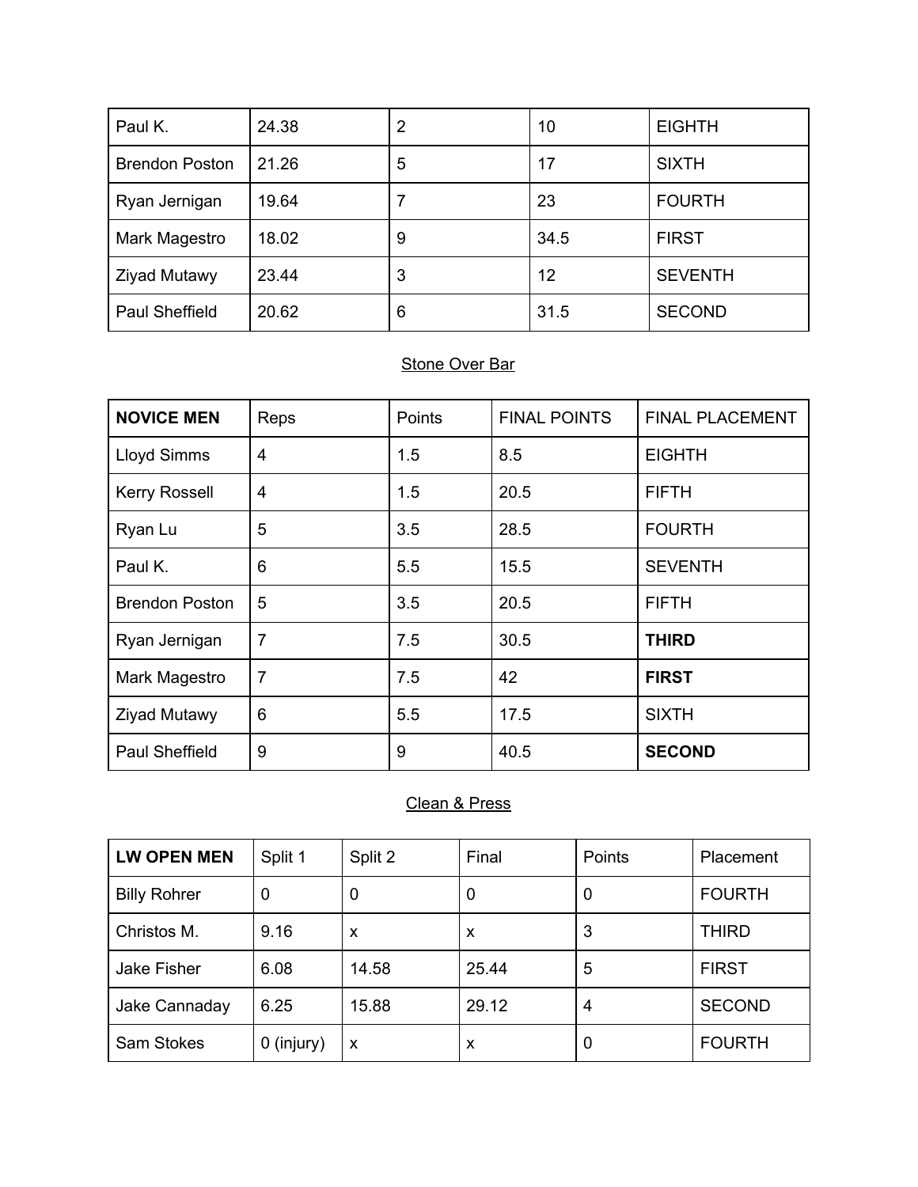| Paul K. | 24.38 | 2 | 10 | EIGHTH |
|---|---|---|---|---|
| Brendon Poston | 21.26 | 5 | 17 | SIXTH |
| Ryan Jernigan | 19.64 | 7 | 23 | FOURTH |
| Mark Magestro | 18.02 | 9 | 34.5 | FIRST |
| Ziyad Mutawy | 23.44 | 3 | 12 | SEVENTH |
| Paul Sheffield | 20.62 | 6 | 31.5 | SECOND |

<u>Stone Over Bar</u>

| **NOVICE MEN** | Reps | Points | FINAL POINTS | FINAL PLACEMENT |
|---|---|---|---|---|
| Lloyd Simms | 4 | 1.5 | 8.5 | EIGHTH |
| Kerry Rossell | 4 | 1.5 | 20.5 | FIFTH |
| Ryan Lu | 5 | 3.5 | 28.5 | FOURTH |
| Paul K. | 6 | 5.5 | 15.5 | SEVENTH |
| Brendon Poston | 5 | 3.5 | 20.5 | FIFTH |
| Ryan Jernigan | 7 | 7.5 | 30.5 | **THIRD** |
| Mark Magestro | 7 | 7.5 | 42 | **FIRST** |
| Ziyad Mutawy | 6 | 5.5 | 17.5 | SIXTH |
| Paul Sheffield | 9 | 9 | 40.5 | **SECOND** |

<u>Clean & Press</u>

| **LW OPEN MEN** | Split 1 | Split 2 | Final | Points | Placement |
|---|---|---|---|---|---|
| Billy Rohrer | 0 | 0 | 0 | 0 | FOURTH |
| Christos M. | 9.16 | x | x | 3 | THIRD |
| Jake Fisher | 6.08 | 14.58 | 25.44 | 5 | FIRST |
| Jake Cannaday | 6.25 | 15.88 | 29.12 | 4 | SECOND |
| Sam Stokes | 0 (injury) | x | x | 0 | FOURTH |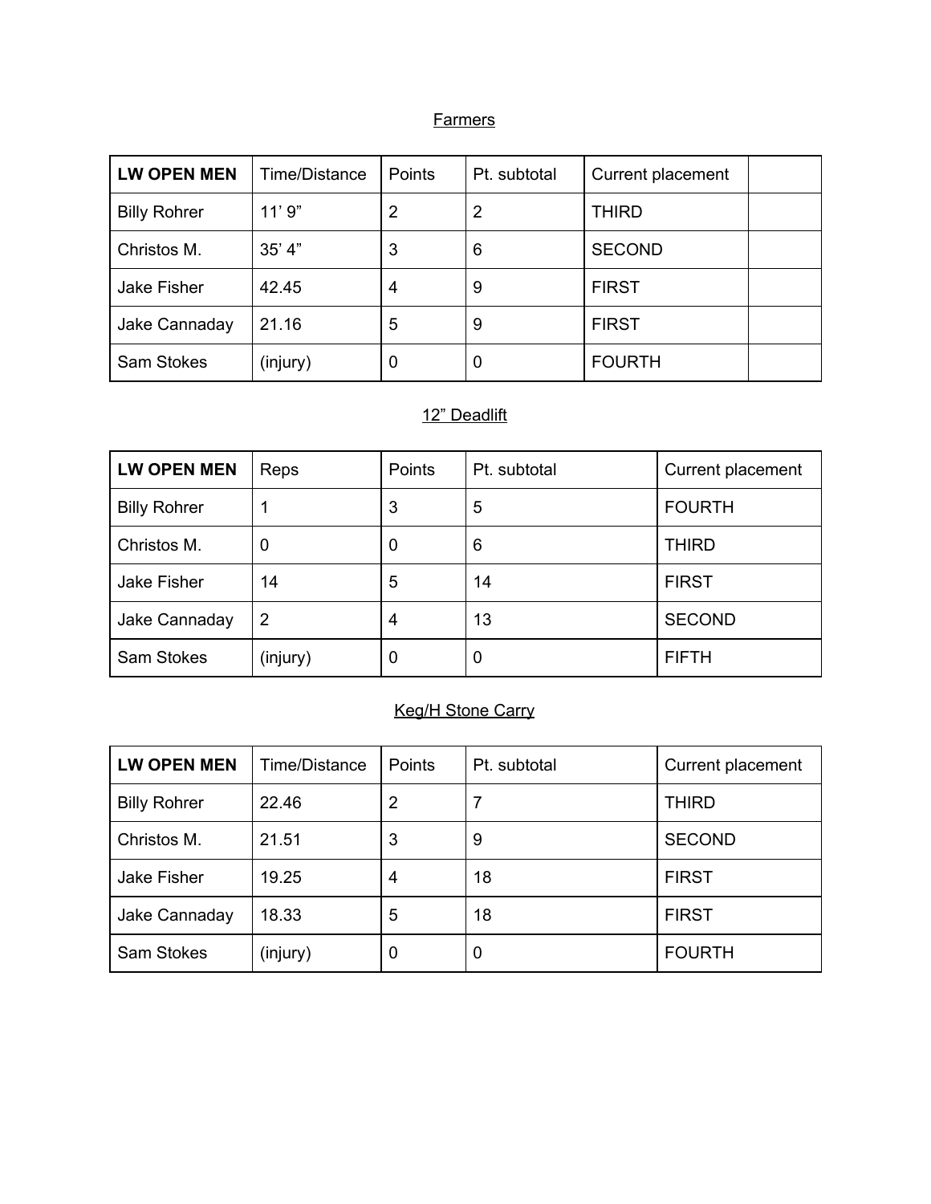Farmers

| LW OPEN MEN | Time/Distance | Points | Pt. subtotal | Current placement | |
|---|---|---|---|---|---|
| Billy Rohrer | 11’ 9” | 2 | 2 | THIRD | |
| Christos M. | 35’ 4” | 3 | 6 | SECOND | |
| Jake Fisher | 42.45 | 4 | 9 | FIRST | |
| Jake Cannaday | 21.16 | 5 | 9 | FIRST | |
| Sam Stokes | (injury) | 0 | 0 | FOURTH | |

12” Deadlift

| LW OPEN MEN | Reps | Points | Pt. subtotal | Current placement |
|---|---|---|---|---|
| Billy Rohrer | 1 | 3 | 5 | FOURTH |
| Christos M. | 0 | 0 | 6 | THIRD |
| Jake Fisher | 14 | 5 | 14 | FIRST |
| Jake Cannaday | 2 | 4 | 13 | SECOND |
| Sam Stokes | (injury) | 0 | 0 | FIFTH |

Keg/H Stone Carry

| LW OPEN MEN | Time/Distance | Points | Pt. subtotal | Current placement |
|---|---|---|---|---|
| Billy Rohrer | 22.46 | 2 | 7 | THIRD |
| Christos M. | 21.51 | 3 | 9 | SECOND |
| Jake Fisher | 19.25 | 4 | 18 | FIRST |
| Jake Cannaday | 18.33 | 5 | 18 | FIRST |
| Sam Stokes | (injury) | 0 | 0 | FOURTH |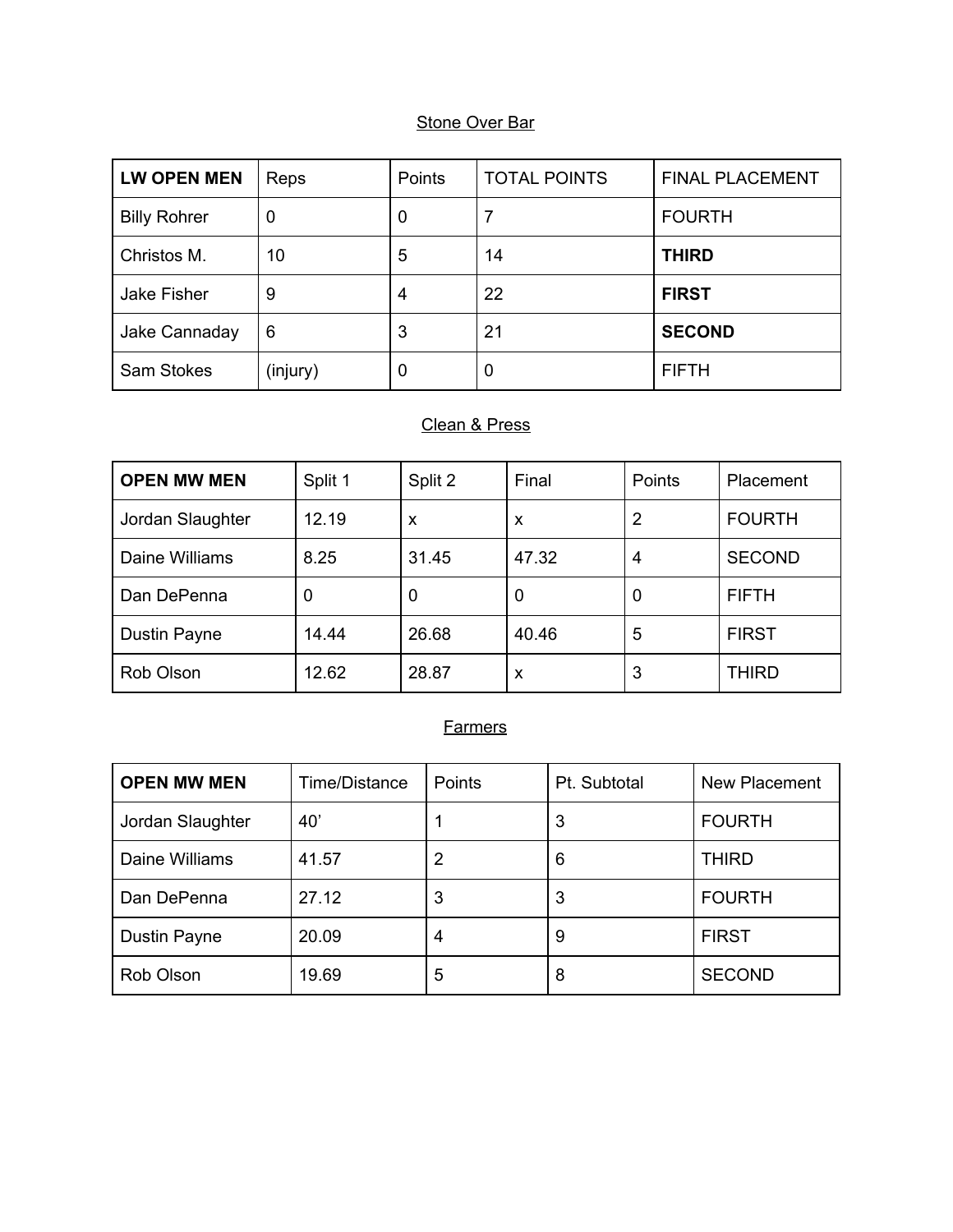Stone Over Bar

| **LW OPEN MEN** | Reps | Points | TOTAL POINTS | FINAL PLACEMENT |
| --- | --- | --- | --- | --- |
| Billy Rohrer | 0 | 0 | 7 | FOURTH |
| Christos M. | 10 | 5 | 14 | **THIRD** |
| Jake Fisher | 9 | 4 | 22 | **FIRST** |
| Jake Cannaday | 6 | 3 | 21 | **SECOND** |
| Sam Stokes | (injury) | 0 | 0 | FIFTH |

Clean & Press

| **OPEN MW MEN** | Split 1 | Split 2 | Final | Points | Placement |
| --- | --- | --- | --- | --- | --- |
| Jordan Slaughter | 12.19 | x | x | 2 | FOURTH |
| Daine Williams | 8.25 | 31.45 | 47.32 | 4 | SECOND |
| Dan DePenna | 0 | 0 | 0 | 0 | FIFTH |
| Dustin Payne | 14.44 | 26.68 | 40.46 | 5 | FIRST |
| Rob Olson | 12.62 | 28.87 | x | 3 | THIRD |

Farmers

| **OPEN MW MEN** | Time/Distance | Points | Pt. Subtotal | New Placement |
| --- | --- | --- | --- | --- |
| Jordan Slaughter | 40' | 1 | 3 | FOURTH |
| Daine Williams | 41.57 | 2 | 6 | THIRD |
| Dan DePenna | 27.12 | 3 | 3 | FOURTH |
| Dustin Payne | 20.09 | 4 | 9 | FIRST |
| Rob Olson | 19.69 | 5 | 8 | SECOND |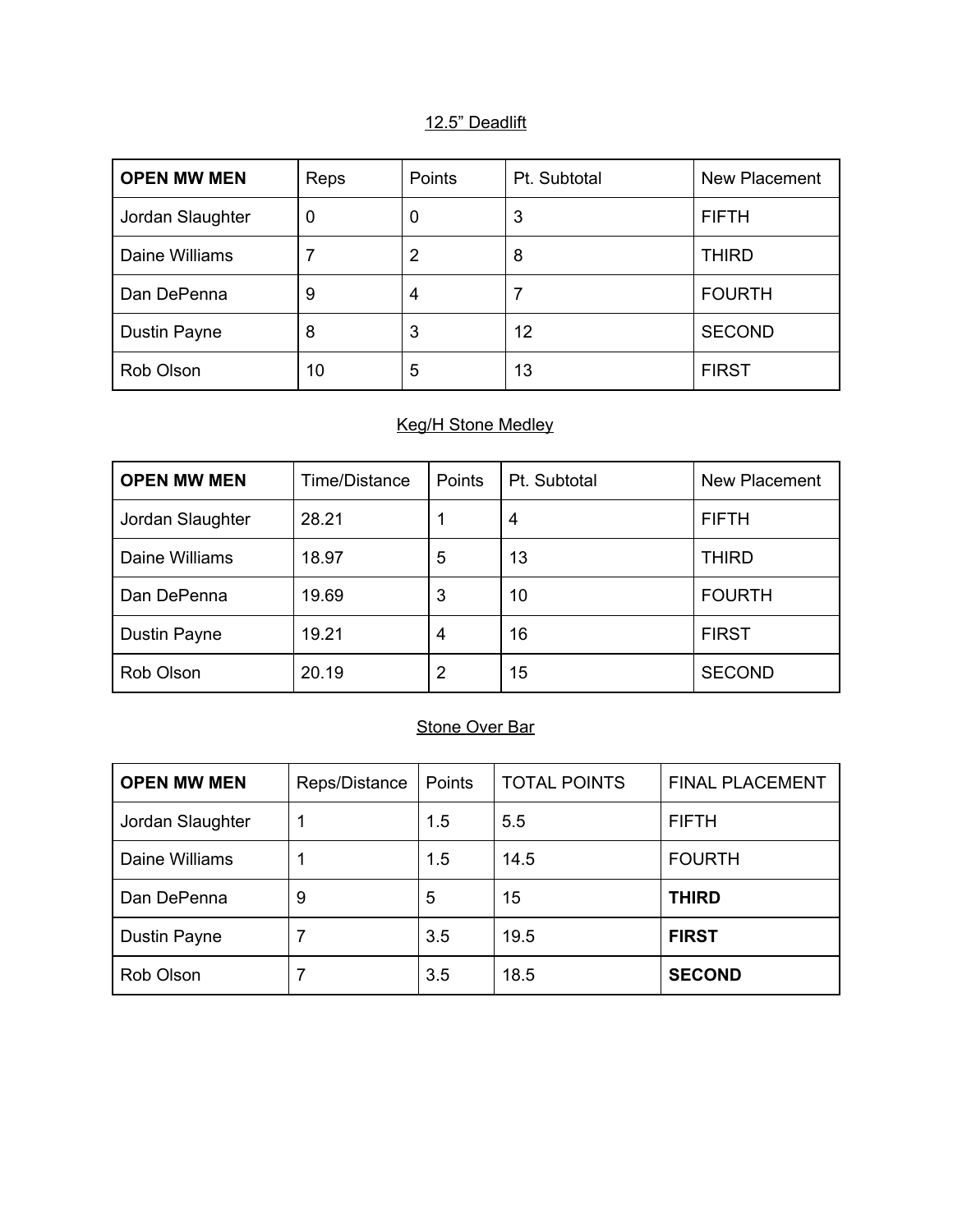12.5” Deadlift

| **OPEN MW MEN** | Reps | Points | Pt. Subtotal | New Placement |
|---|---|---|---|---|
| Jordan Slaughter | 0 | 0 | 3 | FIFTH |
| Daine Williams | 7 | 2 | 8 | THIRD |
| Dan DePenna | 9 | 4 | 7 | FOURTH |
| Dustin Payne | 8 | 3 | 12 | SECOND |
| Rob Olson | 10 | 5 | 13 | FIRST |

Keg/H Stone Medley

| **OPEN MW MEN** | Time/Distance | Points | Pt. Subtotal | New Placement |
|---|---|---|---|---|
| Jordan Slaughter | 28.21 | 1 | 4 | FIFTH |
| Daine Williams | 18.97 | 5 | 13 | THIRD |
| Dan DePenna | 19.69 | 3 | 10 | FOURTH |
| Dustin Payne | 19.21 | 4 | 16 | FIRST |
| Rob Olson | 20.19 | 2 | 15 | SECOND |

Stone Over Bar

| **OPEN MW MEN** | Reps/Distance | Points | TOTAL POINTS | FINAL PLACEMENT |
|---|---|---|---|---|
| Jordan Slaughter | 1 | 1.5 | 5.5 | FIFTH |
| Daine Williams | 1 | 1.5 | 14.5 | FOURTH |
| Dan DePenna | 9 | 5 | 15 | **THIRD** |
| Dustin Payne | 7 | 3.5 | 19.5 | **FIRST** |
| Rob Olson | 7 | 3.5 | 18.5 | **SECOND** |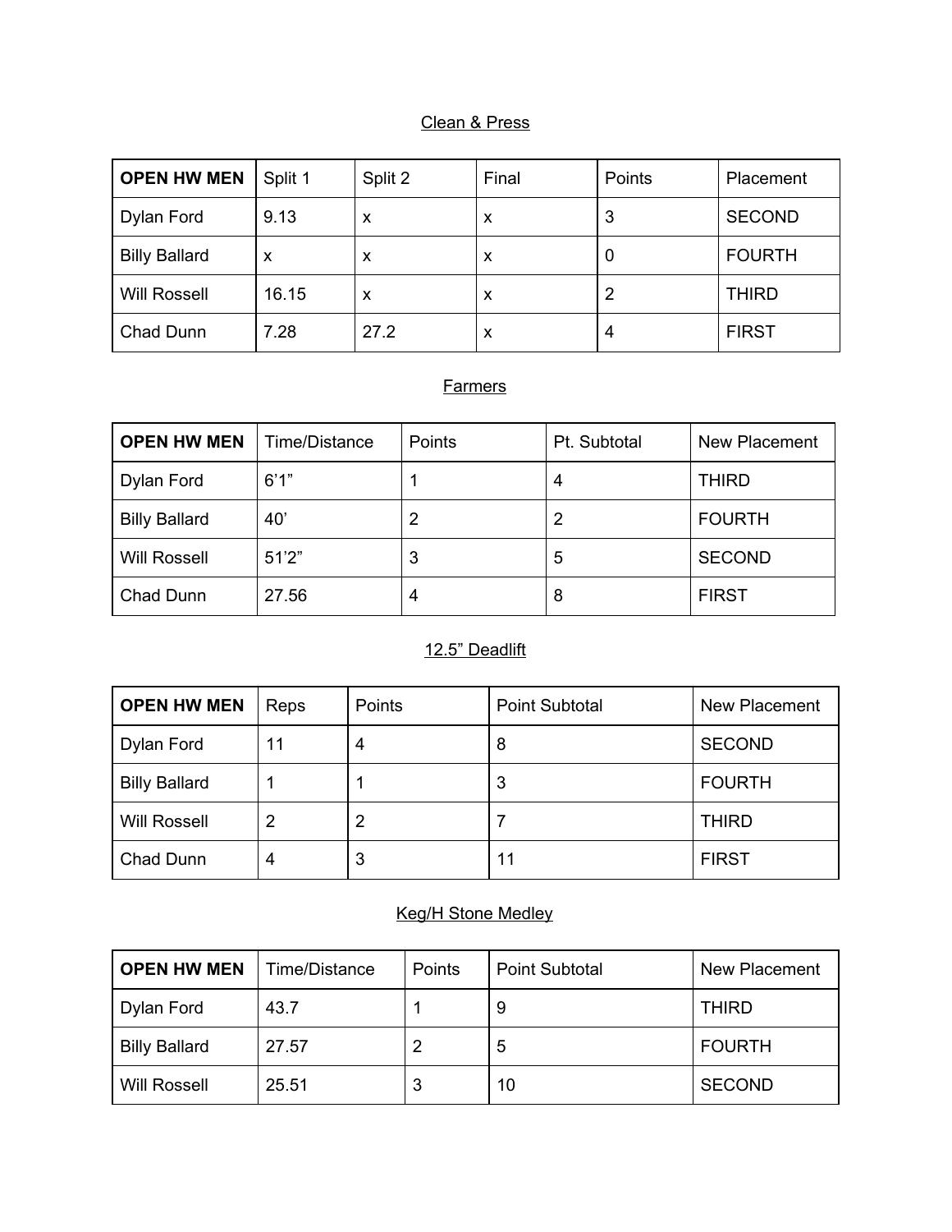## Clean & Press

| OPEN HW MEN | Split 1 | Split 2 | Final | Points | Placement |
|---|---|---|---|---|---|
| Dylan Ford | 9.13 | x | x | 3 | SECOND |
| Billy Ballard | x | x | x | 0 | FOURTH |
| Will Rossell | 16.15 | x | x | 2 | THIRD |
| Chad Dunn | 7.28 | 27.2 | x | 4 | FIRST |

## Farmers

| OPEN HW MEN | Time/Distance | Points | Pt. Subtotal | New Placement |
|---|---|---|---|---|
| Dylan Ford | 6'1" | 1 | 4 | THIRD |
| Billy Ballard | 40' | 2 | 2 | FOURTH |
| Will Rossell | 51'2" | 3 | 5 | SECOND |
| Chad Dunn | 27.56 | 4 | 8 | FIRST |

## 12.5" Deadlift

| OPEN HW MEN | Reps | Points | Point Subtotal | New Placement |
|---|---|---|---|---|
| Dylan Ford | 11 | 4 | 8 | SECOND |
| Billy Ballard | 1 | 1 | 3 | FOURTH |
| Will Rossell | 2 | 2 | 7 | THIRD |
| Chad Dunn | 4 | 3 | 11 | FIRST |

## Keg/H Stone Medley

| OPEN HW MEN | Time/Distance | Points | Point Subtotal | New Placement |
|---|---|---|---|---|
| Dylan Ford | 43.7 | 1 | 9 | THIRD |
| Billy Ballard | 27.57 | 2 | 5 | FOURTH |
| Will Rossell | 25.51 | 3 | 10 | SECOND |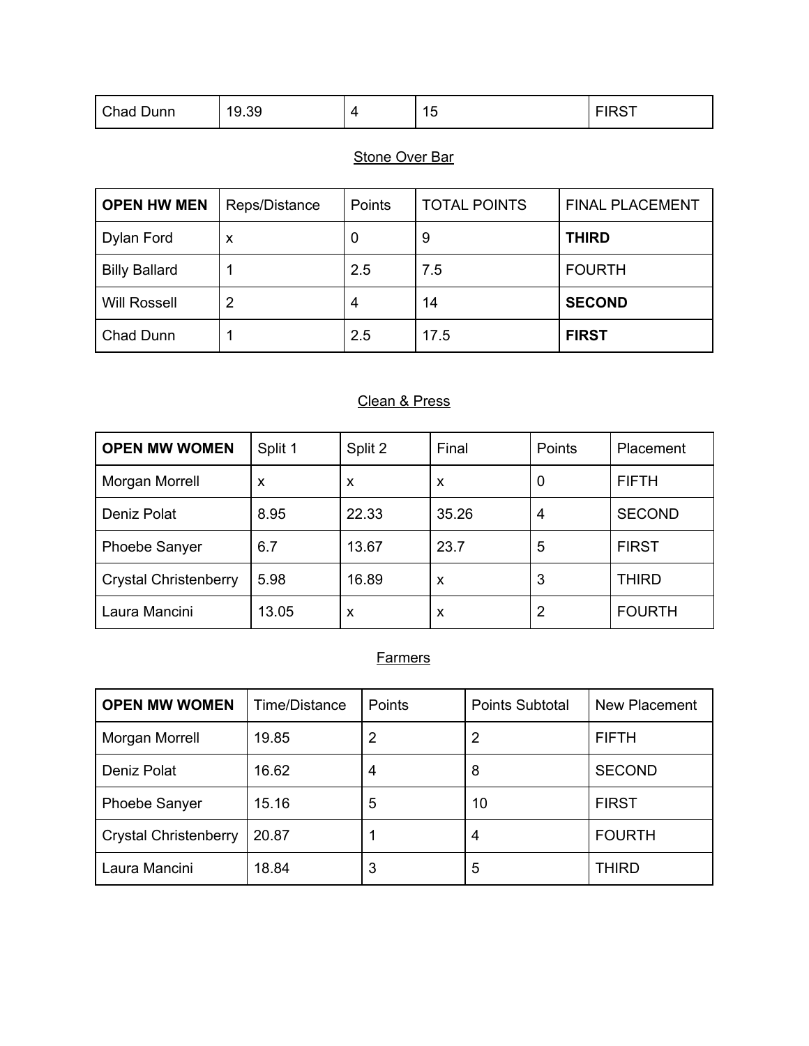| Chad Dunn | 19.39 | 4 | 15 | FIRST |
|---|---|---|---|---|

Stone Over Bar

| **OPEN HW MEN** | Reps/Distance | Points | TOTAL POINTS | FINAL PLACEMENT |
|---|---|---|---|---|
| Dylan Ford | x | 0 | 9 | **THIRD** |
| Billy Ballard | 1 | 2.5 | 7.5 | FOURTH |
| Will Rossell | 2 | 4 | 14 | **SECOND** |
| Chad Dunn | 1 | 2.5 | 17.5 | **FIRST** |

Clean & Press

| **OPEN MW WOMEN** | Split 1 | Split 2 | Final | Points | Placement |
|---|---|---|---|---|---|
| Morgan Morrell | x | x | x | 0 | FIFTH |
| Deniz Polat | 8.95 | 22.33 | 35.26 | 4 | SECOND |
| Phoebe Sanyer | 6.7 | 13.67 | 23.7 | 5 | FIRST |
| Crystal Christenberry | 5.98 | 16.89 | x | 3 | THIRD |
| Laura Mancini | 13.05 | x | x | 2 | FOURTH |

Farmers

| **OPEN MW WOMEN** | Time/Distance | Points | Points Subtotal | New Placement |
|---|---|---|---|---|
| Morgan Morrell | 19.85 | 2 | 2 | FIFTH |
| Deniz Polat | 16.62 | 4 | 8 | SECOND |
| Phoebe Sanyer | 15.16 | 5 | 10 | FIRST |
| Crystal Christenberry | 20.87 | 1 | 4 | FOURTH |
| Laura Mancini | 18.84 | 3 | 5 | THIRD |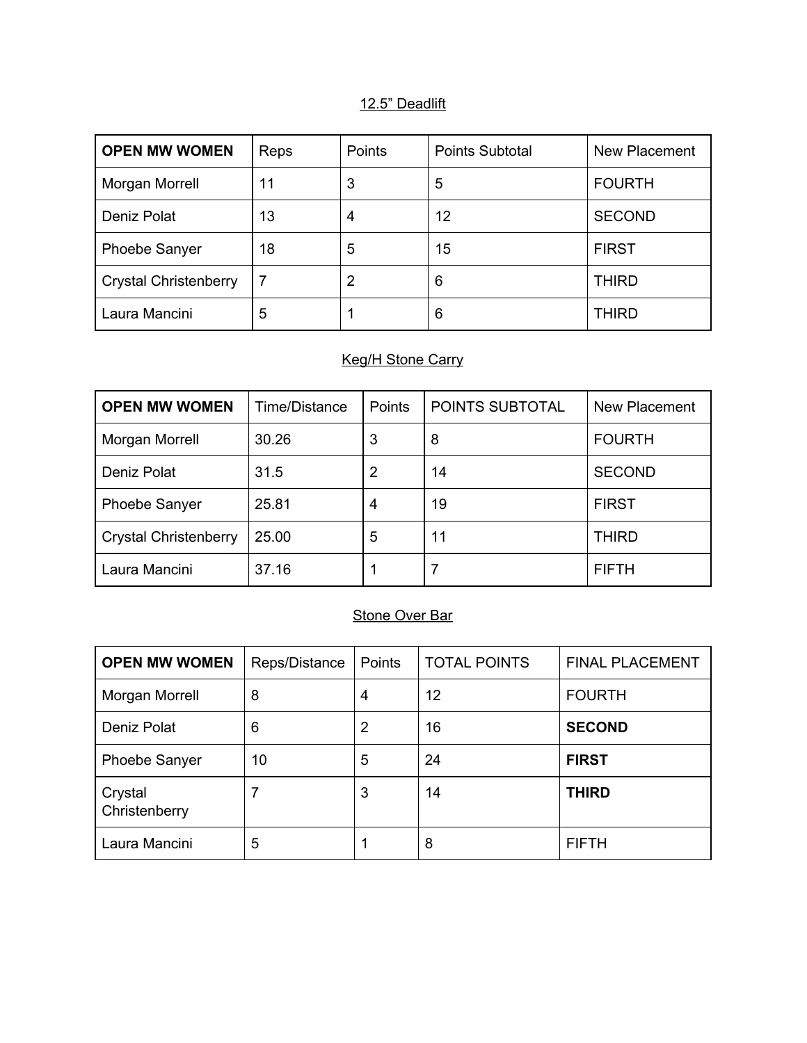12.5” Deadlift

| **OPEN MW WOMEN** | Reps | Points | Points Subtotal | New Placement |
|---|---|---|---|---|
| Morgan Morrell | 11 | 3 | 5 | FOURTH |
| Deniz Polat | 13 | 4 | 12 | SECOND |
| Phoebe Sanyer | 18 | 5 | 15 | FIRST |
| Crystal Christenberry | 7 | 2 | 6 | THIRD |
| Laura Mancini | 5 | 1 | 6 | THIRD |

Keg/H Stone Carry

| **OPEN MW WOMEN** | Time/Distance | Points | POINTS SUBTOTAL | New Placement |
|---|---|---|---|---|
| Morgan Morrell | 30.26 | 3 | 8 | FOURTH |
| Deniz Polat | 31.5 | 2 | 14 | SECOND |
| Phoebe Sanyer | 25.81 | 4 | 19 | FIRST |
| Crystal Christenberry | 25.00 | 5 | 11 | THIRD |
| Laura Mancini | 37.16 | 1 | 7 | FIFTH |

Stone Over Bar

| **OPEN MW WOMEN** | Reps/Distance | Points | TOTAL POINTS | FINAL PLACEMENT |
|---|---|---|---|---|
| Morgan Morrell | 8 | 4 | 12 | FOURTH |
| Deniz Polat | 6 | 2 | 16 | **SECOND** |
| Phoebe Sanyer | 10 | 5 | 24 | **FIRST** |
| Crystal Christenberry | 7 | 3 | 14 | **THIRD** |
| Laura Mancini | 5 | 1 | 8 | FIFTH |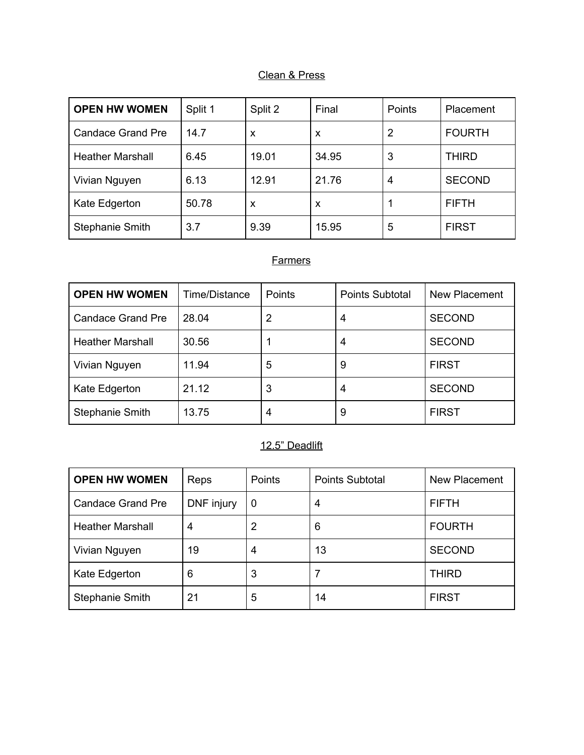## Clean & Press

| **OPEN HW WOMEN** | Split 1 | Split 2 | Final | Points | Placement |
|---|---|---|---|---|---|
| Candace Grand Pre | 14.7 | x | x | 2 | FOURTH |
| Heather Marshall | 6.45 | 19.01 | 34.95 | 3 | THIRD |
| Vivian Nguyen | 6.13 | 12.91 | 21.76 | 4 | SECOND |
| Kate Edgerton | 50.78 | x | x | 1 | FIFTH |
| Stephanie Smith | 3.7 | 9.39 | 15.95 | 5 | FIRST |

## Farmers

| **OPEN HW WOMEN** | Time/Distance | Points | Points Subtotal | New Placement |
|---|---|---|---|---|
| Candace Grand Pre | 28.04 | 2 | 4 | SECOND |
| Heather Marshall | 30.56 | 1 | 4 | SECOND |
| Vivian Nguyen | 11.94 | 5 | 9 | FIRST |
| Kate Edgerton | 21.12 | 3 | 4 | SECOND |
| Stephanie Smith | 13.75 | 4 | 9 | FIRST |

## 12.5" Deadlift

| **OPEN HW WOMEN** | Reps | Points | Points Subtotal | New Placement |
|---|---|---|---|---|
| Candace Grand Pre | DNF injury | 0 | 4 | FIFTH |
| Heather Marshall | 4 | 2 | 6 | FOURTH |
| Vivian Nguyen | 19 | 4 | 13 | SECOND |
| Kate Edgerton | 6 | 3 | 7 | THIRD |
| Stephanie Smith | 21 | 5 | 14 | FIRST |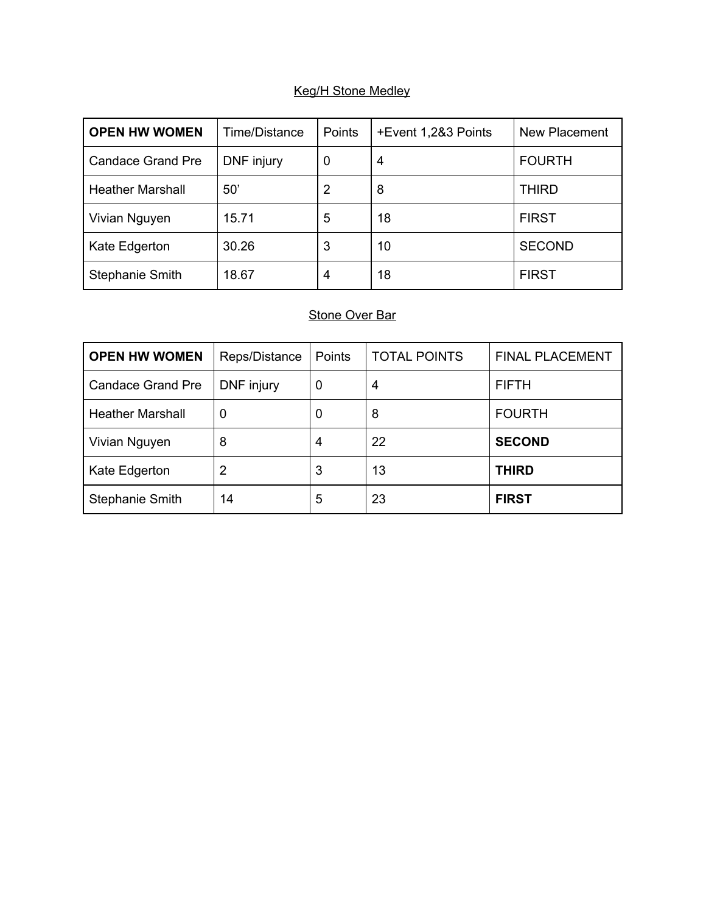Keg/H Stone Medley

| **OPEN HW WOMEN** | Time/Distance | Points | +Event 1,2&3 Points | New Placement |
|---|---|---|---|---|
| Candace Grand Pre | DNF injury | 0 | 4 | FOURTH |
| Heather Marshall | 50’ | 2 | 8 | THIRD |
| Vivian Nguyen | 15.71 | 5 | 18 | FIRST |
| Kate Edgerton | 30.26 | 3 | 10 | SECOND |
| Stephanie Smith | 18.67 | 4 | 18 | FIRST |

Stone Over Bar

| **OPEN HW WOMEN** | Reps/Distance | Points | TOTAL POINTS | FINAL PLACEMENT |
|---|---|---|---|---|
| Candace Grand Pre | DNF injury | 0 | 4 | FIFTH |
| Heather Marshall | 0 | 0 | 8 | FOURTH |
| Vivian Nguyen | 8 | 4 | 22 | **SECOND** |
| Kate Edgerton | 2 | 3 | 13 | **THIRD** |
| Stephanie Smith | 14 | 5 | 23 | **FIRST** |